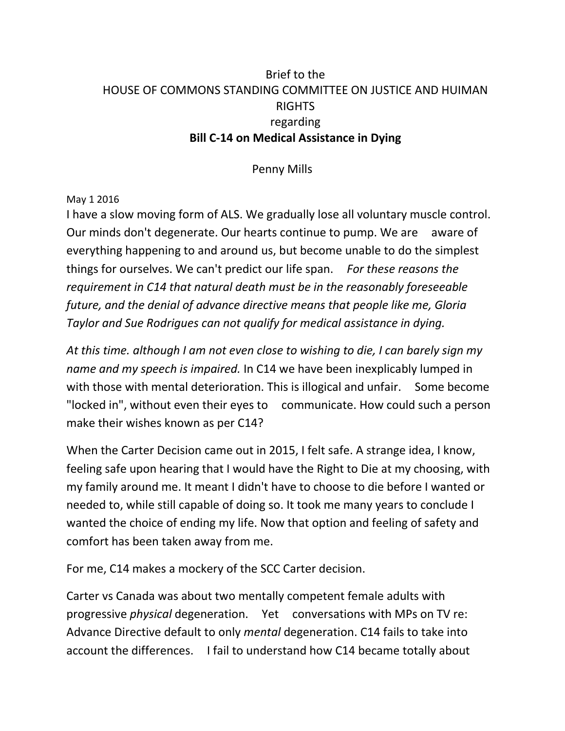Brief to the

HOUSE OF COMMONS STANDING COMMITTEE ON JUSTICE AND HUIMAN RIGHTS

regarding

**Bill C-14 on Medical Assistance in Dying**

Penny Mills

May 1 2016

I have a slow moving form of ALS. We gradually lose all voluntary muscle control. Our minds don't degenerate. Our hearts continue to pump. We are aware of everything happening to and around us, but become unable to do the simplest things for ourselves. We can't predict our life span. *For these reasons the requirement in C14 that natural death must be in the reasonably foreseeable future, and the denial of advance directive means that people like me, Gloria Taylor and Sue Rodrigues can not qualify for medical assistance in dying.*

*At this time. although I am not even close to wishing to die, I can barely sign my name and my speech is impaired.* In C14 we have been inexplicably lumped in with those with mental deterioration. This is illogical and unfair. Some become "locked in", without even their eyes to communicate. How could such a person make their wishes known as per C14?

When the Carter Decision came out in 2015, I felt safe. A strange idea, I know, feeling safe upon hearing that I would have the Right to Die at my choosing, with my family around me. It meant I didn't have to choose to die before I wanted or needed to, while still capable of doing so. It took me many years to conclude I wanted the choice of ending my life. Now that option and feeling of safety and comfort has been taken away from me.

For me, C14 makes a mockery of the SCC Carter decision.

Carter vs Canada was about two mentally competent female adults with progressive *physical* degeneration. Yet conversations with MPs on TV re: Advance Directive default to only *mental* degeneration. C14 fails to take into account the differences. I fail to understand how C14 became totally about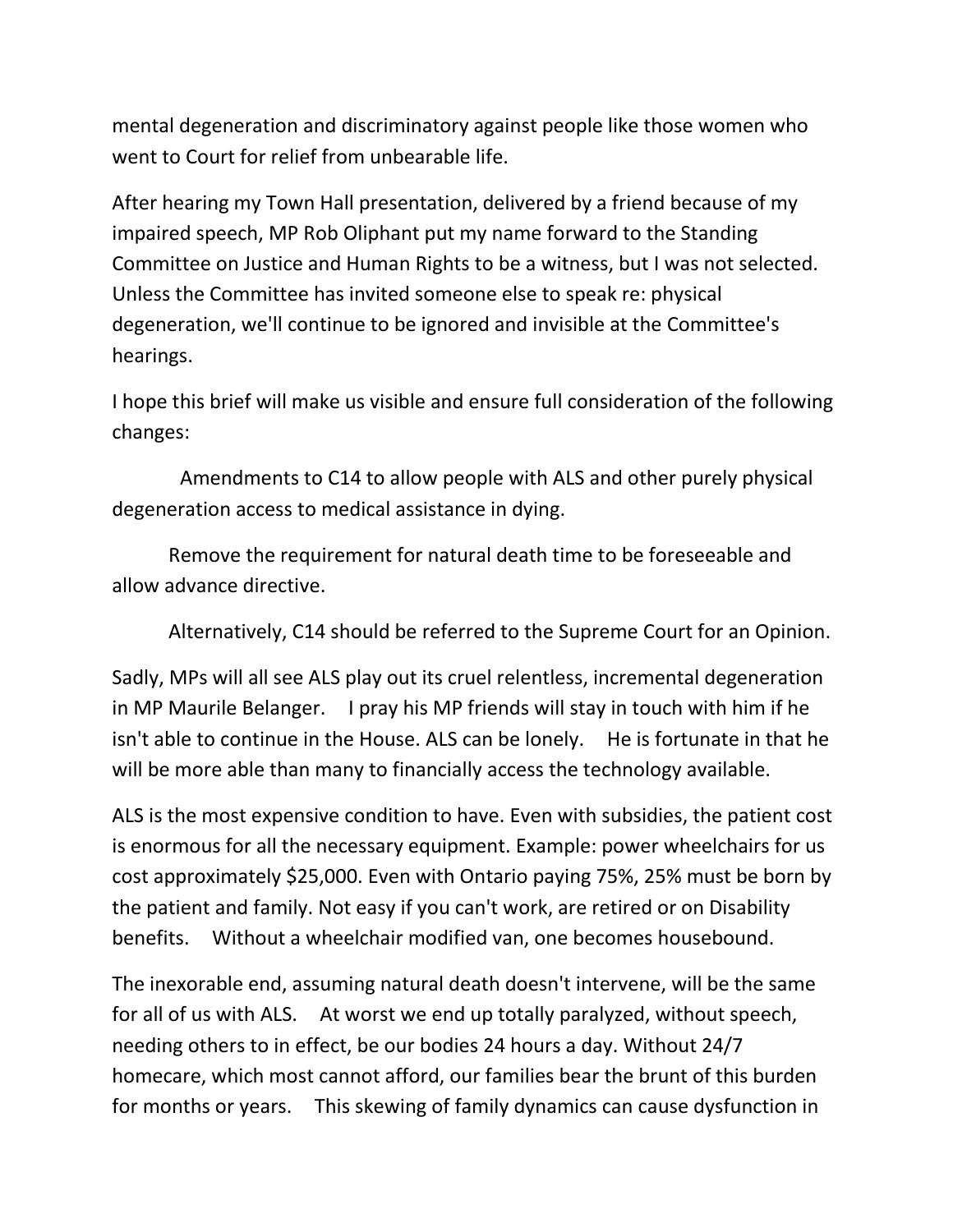mental degeneration and discriminatory against people like those women who went to Court for relief from unbearable life.

After hearing my Town Hall presentation, delivered by a friend because of my impaired speech, MP Rob Oliphant put my name forward to the Standing Committee on Justice and Human Rights to be a witness, but I was not selected. Unless the Committee has invited someone else to speak re: physical degeneration, we'll continue to be ignored and invisible at the Committee's hearings.

I hope this brief will make us visible and ensure full consideration of the following changes:

Amendments to C14 to allow people with ALS and other purely physical degeneration access to medical assistance in dying.

Remove the requirement for natural death time to be foreseeable and allow advance directive.

Alternatively, C14 should be referred to the Supreme Court for an Opinion.

Sadly, MPs will all see ALS play out its cruel relentless, incremental degeneration in MP Maurile Belanger. I pray his MP friends will stay in touch with him if he isn't able to continue in the House. ALS can be lonely. He is fortunate in that he will be more able than many to financially access the technology available.

ALS is the most expensive condition to have. Even with subsidies, the patient cost is enormous for all the necessary equipment. Example: power wheelchairs for us cost approximately $25,000. Even with Ontario paying 75%, 25% must be born by the patient and family. Not easy if you can't work, are retired or on Disability benefits. Without a wheelchair modified van, one becomes housebound.

The inexorable end, assuming natural death doesn't intervene, will be the same for all of us with ALS. At worst we end up totally paralyzed, without speech, needing others to in effect, be our bodies 24 hours a day. Without 24/7 homecare, which most cannot afford, our families bear the brunt of this burden for months or years. This skewing of family dynamics can cause dysfunction in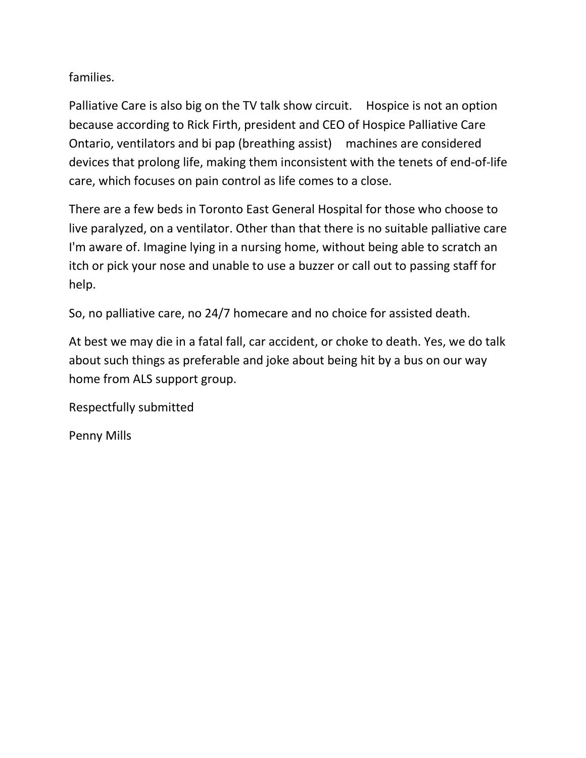families.

Palliative Care is also big on the TV talk show circuit. Hospice is not an option because according to Rick Firth, president and CEO of Hospice Palliative Care Ontario, ventilators and bi pap (breathing assist) machines are considered devices that prolong life, making them inconsistent with the tenets of end-of-life care, which focuses on pain control as life comes to a close.

There are a few beds in Toronto East General Hospital for those who choose to live paralyzed, on a ventilator. Other than that there is no suitable palliative care I'm aware of. Imagine lying in a nursing home, without being able to scratch an itch or pick your nose and unable to use a buzzer or call out to passing staff for help.

So, no palliative care, no 24/7 homecare and no choice for assisted death.

At best we may die in a fatal fall, car accident, or choke to death. Yes, we do talk about such things as preferable and joke about being hit by a bus on our way home from ALS support group.

Respectfully submitted

Penny Mills